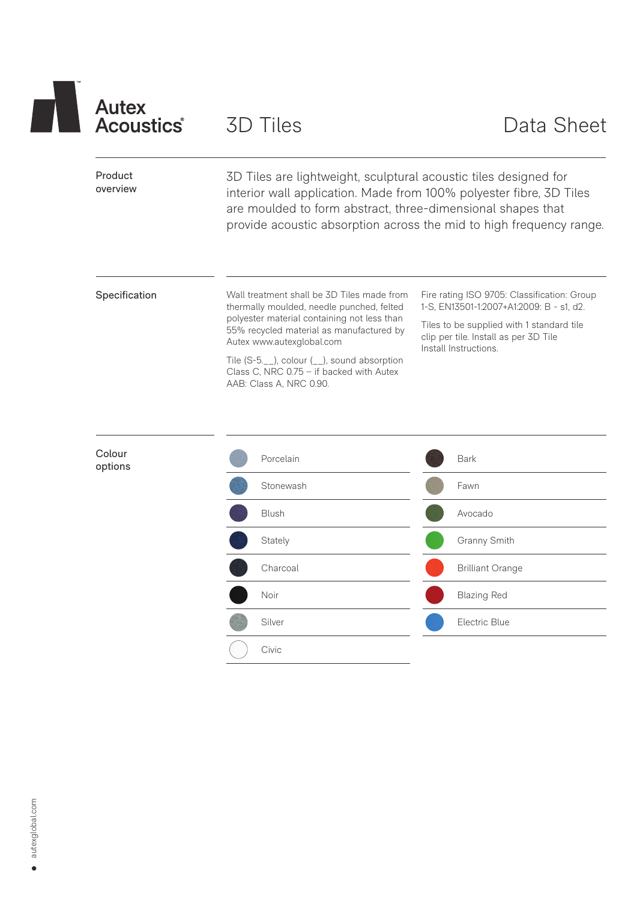# Autex Acoustics® 3D Tiles Data Sheet

## Product overview

3D Tiles are lightweight, sculptural acoustic tiles designed for interior wall application. Made from 100% polyester fibre, 3D Tiles are moulded to form abstract, three-dimensional shapes that provide acoustic absorption across the mid to high frequency range.

## Specification

Wall treatment shall be 3D Tiles made from thermally moulded, needle punched, felted polyester material containing not less than 55% recycled material as manufactured by Autex www.autexglobal.com

Tile (S-5.__), colour (__), sound absorption Class C, NRC 0.75 – if backed with Autex AAB: Class A, NRC 0.90.

Fire rating ISO 9705: Classification: Group 1-S, EN13501-1:2007+A1:2009: B - s1, d2.

Tiles to be supplied with 1 standard tile clip per tile. Install as per 3D Tile Install Instructions.

## Colour options

| | |
|---|---|
| Porcelain | Bark |
| Stonewash | Fawn |
| Blush | Avocado |
| Stately | Granny Smith |
| Charcoal | Brilliant Orange |
| Noir | Blazing Red |
| Silver | Electric Blue |
| Civic | |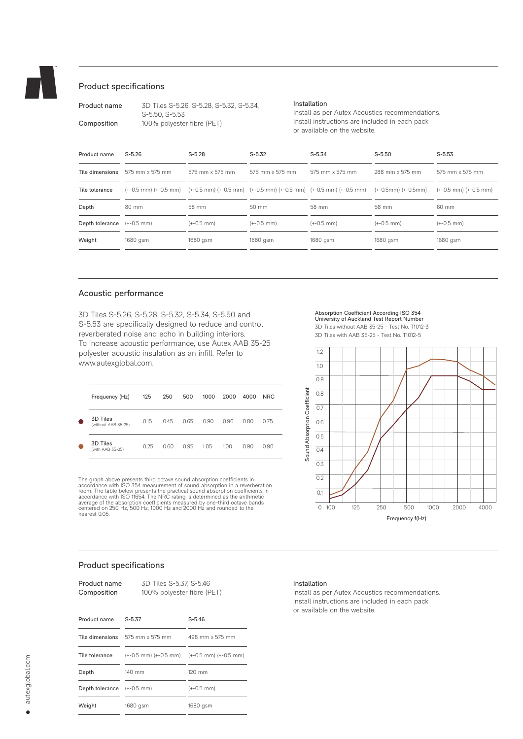## Product specifications

**Product name** 3D Tiles S-5.26, S-5.28, S-5.32, S-5.34, S-5.50, S-5.53

**Composition** 100% polyester fibre (PET)

**Installation**
Install as per Autex Acoustics recommendations. Install instructions are included in each pack or available on the website.

| Product name | S-5.26 | S-5.28 | S-5.32 | S-5.34 | S-5.50 | S-5.53 |
|---|---|---|---|---|---|---|
| Tile dimensions | 575 mm x 575 mm | 575 mm x 575 mm | 575 mm x 575 mm | 575 mm x 575 mm | 288 mm x 575 mm | 575 mm x 575 mm |
| Tile tolerance | (+-0.5 mm) (+-0.5 mm) | (+-0.5 mm) (+-0.5 mm) | (+-0.5 mm) (+-0.5 mm) | (+-0.5 mm) (+-0.5 mm) | (+-0.5mm) (+-0.5mm) | (+-0.5 mm) (+-0.5 mm) |
| Depth | 80 mm | 58 mm | 50 mm | 58 mm | 58 mm | 60 mm |
| Depth tolerance | (+-0.5 mm) | (+-0.5 mm) | (+-0.5 mm) | (+-0.5 mm) | (+-0.5 mm) | (+-0.5 mm) |
| Weight | 1680 gsm | 1680 gsm | 1680 gsm | 1680 gsm | 1680 gsm | 1680 gsm |

## Acoustic performance

3D Tiles S-5.26, S-5.28, S-5.32, S-5.34, S-5.50 and S-5.53 are specifically designed to reduce and control reverberated noise and echo in building interiors. To increase acoustic performance, use Autex AAB 35-25 polyester acoustic insulation as an infill. Refer to www.autexglobal.com.

| Frequency (Hz) | 125 | 250 | 500 | 1000 | 2000 | 4000 | NRC |
|---|---|---|---|---|---|---|---|
| 3D Tiles (without AAB 35-25) | 0.15 | 0.45 | 0.65 | 0.90 | 0.90 | 0.80 | 0.75 |
| 3D Tiles (with AAB 35-25) | 0.25 | 0.60 | 0.95 | 1.05 | 1.00 | 0.90 | 0.90 |

The graph above presents third octave sound absorption coefficients in accordance with ISO 354 measurement of sound absorption in a reverberation room. The table below presents the practical sound absorption coefficients in accordance with ISO 11654. The NRC rating is determined as the arithmetic average of the absorption coefficients measured by one-third octave bands centered on 250 Hz, 500 Hz, 1000 Hz and 2000 Hz and rounded to the nearest 0.05.

Absorption Coefficient According ISO 354
University of Auckland Test Report Number
3D Tiles without AAB 35-25 - Test No. T1012-3
3D Tiles with AAB 35-25 - Test No. T1012-5

## Product specifications

**Product name** 3D Tiles S-5.37, S-5.46

**Composition** 100% polyester fibre (PET)

**Installation**
Install as per Autex Acoustics recommendations. Install instructions are included in each pack or available on the website.

| Product name | S-5.37 | S-5.46 |
|---|---|---|
| Tile dimensions | 575 mm x 575 mm | 498 mm x 575 mm |
| Tile tolerance | (+-0.5 mm) (+-0.5 mm) | (+-0.5 mm) (+-0.5 mm) |
| Depth | 140 mm | 120 mm |
| Depth tolerance | (+-0.5 mm) | (+-0.5 mm) |
| Weight | 1680 gsm | 1680 gsm |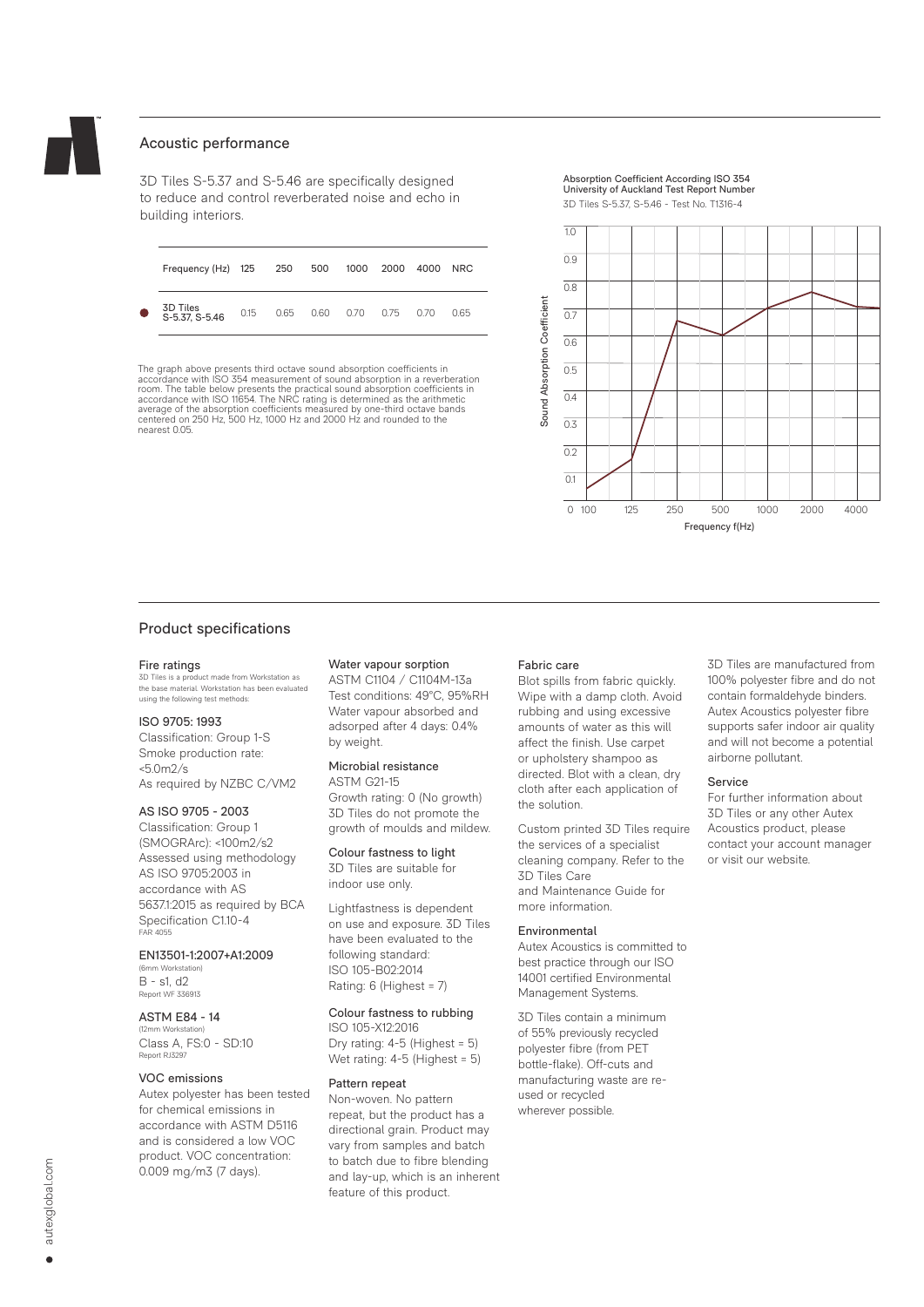## Acoustic performance

3D Tiles S-5.37 and S-5.46 are specifically designed to reduce and control reverberated noise and echo in building interiors.

| Frequency (Hz) | 125 | 250 | 500 | 1000 | 2000 | 4000 | NRC |
|---|---|---|---|---|---|---|---|
| 3D Tiles S-5.37, S-5.46 | 0.15 | 0.65 | 0.60 | 0.70 | 0.75 | 0.70 | 0.65 |

The graph above presents third octave sound absorption coefficients in accordance with ISO 354 measurement of sound absorption in a reverberation room. The table below presents the practical sound absorption coefficients in accordance with ISO 11654. The NRC rating is determined as the arithmetic average of the absorption coefficients measured by one-third octave bands centered on 250 Hz, 500 Hz, 1000 Hz and 2000 Hz and rounded to the nearest 0.05.

Absorption Coefficient According ISO 354
University of Auckland Test Report Number
3D Tiles S-5.37, S-5.46 - Test No. T1316-4

## Product specifications

### Fire ratings

3D Tiles is a product made from Workstation as the base material. Workstation has been evaluated using the following test methods:

**ISO 9705: 1993**
Classification: Group 1-S
Smoke production rate: <5.0m2/s
As required by NZBC C/VM2

**AS ISO 9705 - 2003**
Classification: Group 1 (SMOGRArc): <100m2/s2
Assessed using methodology AS ISO 9705:2003 in accordance with AS 5637.1:2015 as required by BCA Specification C1.10-4
FAR 4055

**EN13501-1:2007+A1:2009**
(6mm Workstation)
B - s1, d2
Report WF 336913

**ASTM E84 - 14**
(12mm Workstation)
Class A, FS:0 - SD:10
Report RJ3297

### VOC emissions

Autex polyester has been tested for chemical emissions in accordance with ASTM D5116 and is considered a low VOC product. VOC concentration: 0.009 mg/m3 (7 days).

### Water vapour sorption

ASTM C1104 / C1104M-13a
Test conditions: 49°C, 95%RH
Water vapour absorbed and adsorped after 4 days: 0.4% by weight.

### Microbial resistance

ASTM G21-15
Growth rating: 0 (No growth)
3D Tiles do not promote the growth of moulds and mildew.

### Colour fastness to light

3D Tiles are suitable for indoor use only.

Lightfastness is dependent on use and exposure. 3D Tiles have been evaluated to the following standard:
ISO 105-B02:2014
Rating: 6 (Highest = 7)

### Colour fastness to rubbing

ISO 105-X12:2016
Dry rating: 4-5 (Highest = 5)
Wet rating: 4-5 (Highest = 5)

### Pattern repeat

Non-woven. No pattern repeat, but the product has a directional grain. Product may vary from samples and batch to batch due to fibre blending and lay-up, which is an inherent feature of this product.

### Fabric care

Blot spills from fabric quickly. Wipe with a damp cloth. Avoid rubbing and using excessive amounts of water as this will affect the finish. Use carpet or upholstery shampoo as directed. Blot with a clean, dry cloth after each application of the solution.

Custom printed 3D Tiles require the services of a specialist cleaning company. Refer to the 3D Tiles Care and Maintenance Guide for more information.

### Environmental

Autex Acoustics is committed to best practice through our ISO 14001 certified Environmental Management Systems.

3D Tiles contain a minimum of 55% previously recycled polyester fibre (from PET bottle-flake). Off-cuts and manufacturing waste are re-used or recycled wherever possible.

3D Tiles are manufactured from 100% polyester fibre and do not contain formaldehyde binders. Autex Acoustics polyester fibre supports safer indoor air quality and will not become a potential airborne pollutant.

### Service

For further information about 3D Tiles or any other Autex Acoustics product, please contact your account manager or visit our website.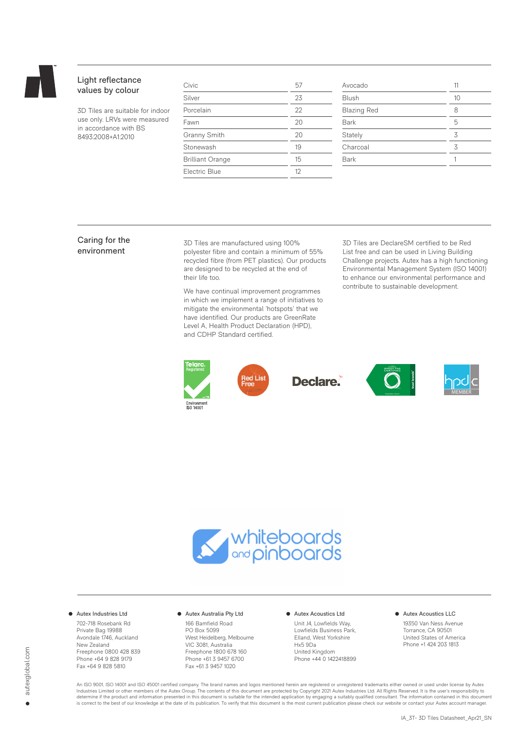## Light reflectance values by colour

3D Tiles are suitable for indoor use only. LRVs were measured in accordance with BS 8493:2008+A1:2010

| | | | |
|---|---|---|---|
| Civic | 57 | Avocado | 11 |
| Silver | 23 | Blush | 10 |
| Porcelain | 22 | Blazing Red | 8 |
| Fawn | 20 | Bark | 5 |
| Granny Smith | 20 | Stately | 3 |
| Stonewash | 19 | Charcoal | 3 |
| Brilliant Orange | 15 | Bark | 1 |
| Electric Blue | 12 | | |

## Caring for the environment

3D Tiles are manufactured using 100% polyester fibre and contain a minimum of 55% recycled fibre (from PET plastics). Our products are designed to be recycled at the end of their life too.

We have continual improvement programmes in which we implement a range of initiatives to mitigate the environmental 'hotspots' that we have identified. Our products are GreenRate Level A, Health Product Declaration (HPD), and CDHP Standard certified.

3D Tiles are DeclareSM certified to be Red List free and can be used in Living Building Challenge projects. Autex has a high functioning Environmental Management System (ISO 14001) to enhance our environmental performance and contribute to sustainable development.

Telarc. Registered Environment ISO 14001

Red List Free

Declare.

hpdc MEMBER

whiteboards and pinboards

- **Autex Industries Ltd**
  702-718 Rosebank Rd
  Private Bag 19988
  Avondale 1746, Auckland
  New Zealand
  Freephone 0800 428 839
  Phone +64 9 828 9179
  Fax +64 9 828 5810

- **Autex Australia Pty Ltd**
  166 Bamfield Road
  PO Box 5099
  West Heidelberg, Melbourne
  VIC 3081, Australia
  Freephone 1800 678 160
  Phone +61 3 9457 6700
  Fax +61 3 9457 1020

- **Autex Acoustics Ltd**
  Unit J4, Lowfields Way,
  Lowfields Business Park,
  Elland, West Yorkshire
  Hx5 9Da
  United Kingdom
  Phone +44 0 1422418899

- **Autex Acoustics LLC**
  19350 Van Ness Avenue
  Torrance, CA 90501
  United States of America
  Phone +1 424 203 1813

autexglobal.com

An ISO 9001, ISO 14001 and ISO 45001 certified company. The brand names and logos mentioned herein are registered or unregistered trademarks either owned or used under license by Autex Industries Limited or other members of the Autex Group. The contents of this document are protected by Copyright 2021 Autex Industries Ltd. All Rights Reserved. It is the user's responsibility to determine if the product and information presented in this document is suitable for the intended application by engaging a suitably qualified consultant. The information contained in this document is correct to the best of our knowledge at the date of its publication. To verify that this document is the most current publication please check our website or contact your Autex account manager.

IA_3T- 3D Tiles Datasheet_Apr21_SN